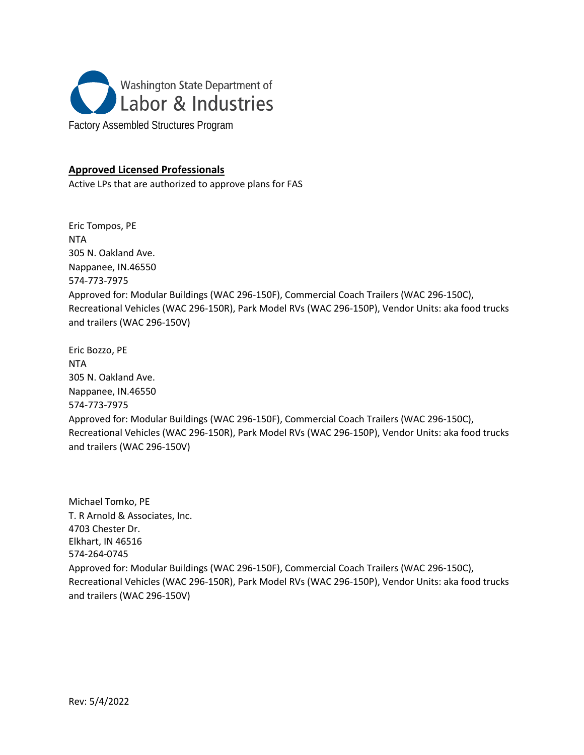Washington State Department of
Labor & Industries

Factory Assembled Structures Program

**Approved Licensed Professionals**

Active LPs that are authorized to approve plans for FAS

Eric Tompos, PE
NTA
305 N. Oakland Ave.
Nappanee, IN.46550
574-773-7975
Approved for: Modular Buildings (WAC 296-150F), Commercial Coach Trailers (WAC 296-150C), Recreational Vehicles (WAC 296-150R), Park Model RVs (WAC 296-150P), Vendor Units: aka food trucks and trailers (WAC 296-150V)

Eric Bozzo, PE
NTA
305 N. Oakland Ave.
Nappanee, IN.46550
574-773-7975
Approved for: Modular Buildings (WAC 296-150F), Commercial Coach Trailers (WAC 296-150C), Recreational Vehicles (WAC 296-150R), Park Model RVs (WAC 296-150P), Vendor Units: aka food trucks and trailers (WAC 296-150V)

Michael Tomko, PE
T. R Arnold & Associates, Inc.
4703 Chester Dr.
Elkhart, IN 46516
574-264-0745
Approved for: Modular Buildings (WAC 296-150F), Commercial Coach Trailers (WAC 296-150C), Recreational Vehicles (WAC 296-150R), Park Model RVs (WAC 296-150P), Vendor Units: aka food trucks and trailers (WAC 296-150V)

Rev: 5/4/2022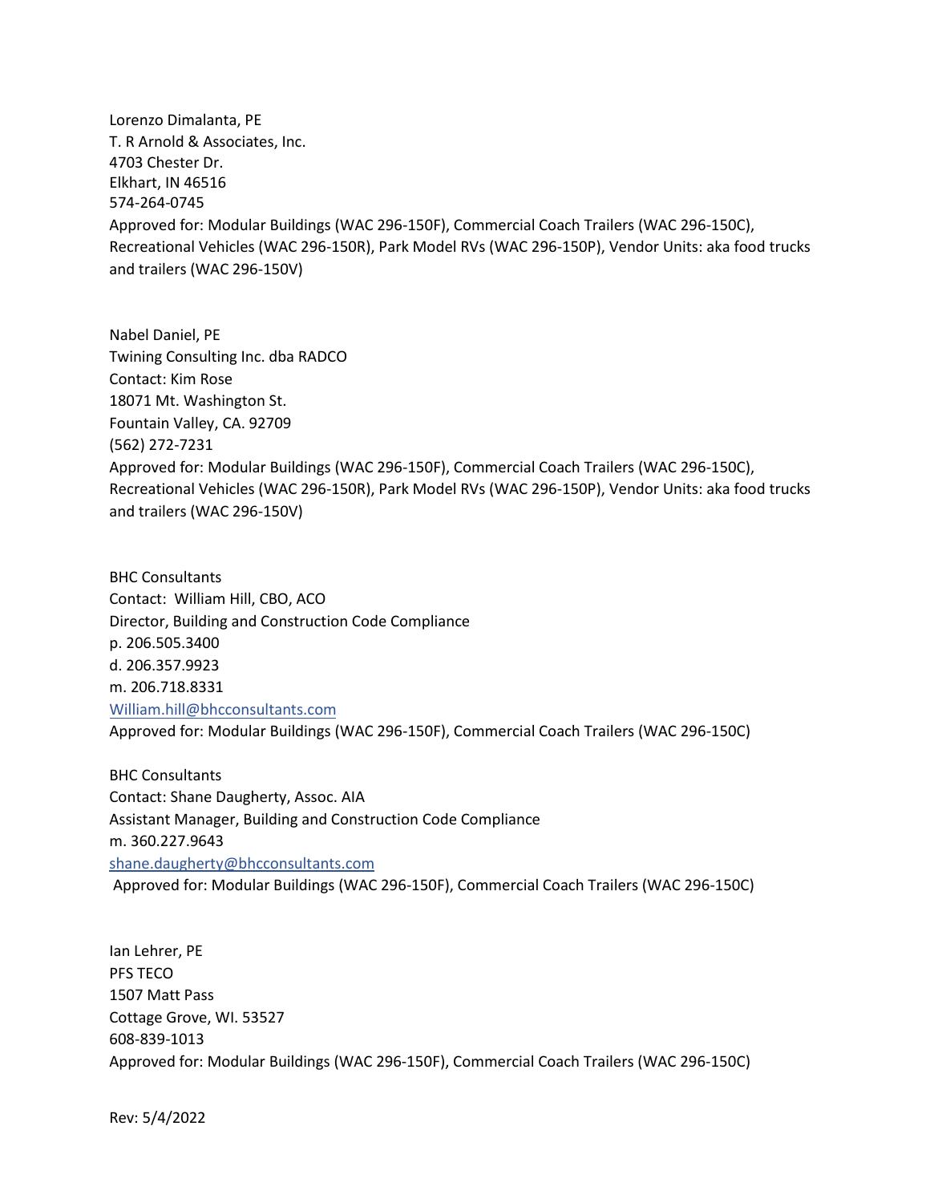Lorenzo Dimalanta, PE
T. R Arnold & Associates, Inc.
4703 Chester Dr.
Elkhart, IN 46516
574-264-0745
Approved for: Modular Buildings (WAC 296-150F), Commercial Coach Trailers (WAC 296-150C), Recreational Vehicles (WAC 296-150R), Park Model RVs (WAC 296-150P), Vendor Units: aka food trucks and trailers (WAC 296-150V)

Nabel Daniel, PE
Twining Consulting Inc. dba RADCO
Contact: Kim Rose
18071 Mt. Washington St.
Fountain Valley, CA. 92709
(562) 272-7231
Approved for: Modular Buildings (WAC 296-150F), Commercial Coach Trailers (WAC 296-150C), Recreational Vehicles (WAC 296-150R), Park Model RVs (WAC 296-150P), Vendor Units: aka food trucks and trailers (WAC 296-150V)

BHC Consultants
Contact: William Hill, CBO, ACO
Director, Building and Construction Code Compliance
p. 206.505.3400
d. 206.357.9923
m. 206.718.8331
William.hill@bhcconsultants.com
Approved for: Modular Buildings (WAC 296-150F), Commercial Coach Trailers (WAC 296-150C)

BHC Consultants
Contact: Shane Daugherty, Assoc. AIA
Assistant Manager, Building and Construction Code Compliance
m. 360.227.9643
shane.daugherty@bhcconsultants.com
Approved for: Modular Buildings (WAC 296-150F), Commercial Coach Trailers (WAC 296-150C)

Ian Lehrer, PE
PFS TECO
1507 Matt Pass
Cottage Grove, WI. 53527
608-839-1013
Approved for: Modular Buildings (WAC 296-150F), Commercial Coach Trailers (WAC 296-150C)

Rev: 5/4/2022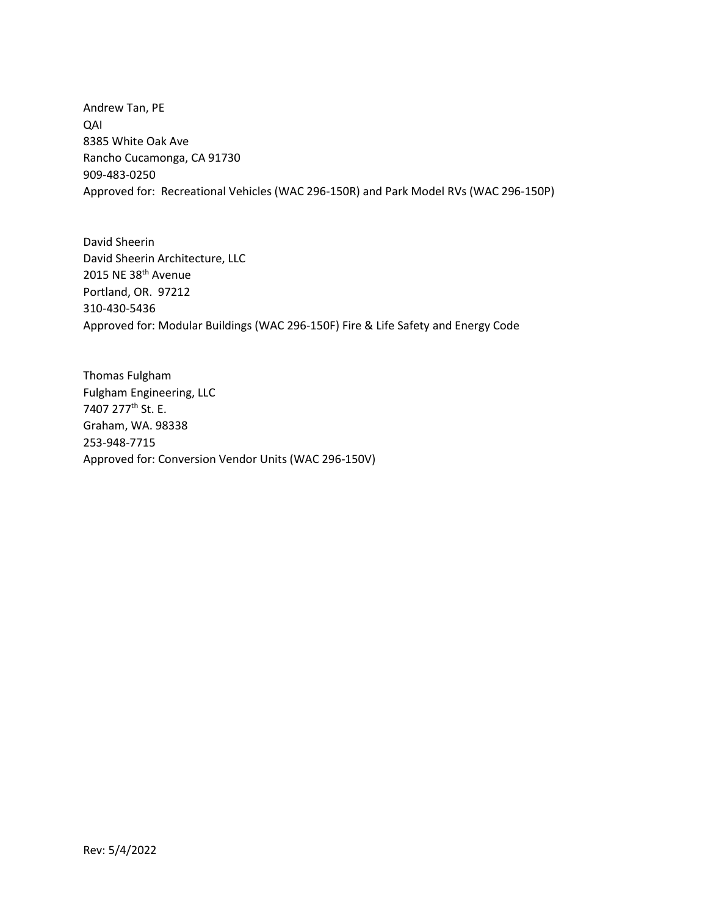Andrew Tan, PE
QAI
8385 White Oak Ave
Rancho Cucamonga, CA 91730
909-483-0250
Approved for: Recreational Vehicles (WAC 296-150R) and Park Model RVs (WAC 296-150P)

David Sheerin
David Sheerin Architecture, LLC
2015 NE 38th Avenue
Portland, OR. 97212
310-430-5436
Approved for: Modular Buildings (WAC 296-150F) Fire & Life Safety and Energy Code

Thomas Fulgham
Fulgham Engineering, LLC
7407 277th St. E.
Graham, WA. 98338
253-948-7715
Approved for: Conversion Vendor Units (WAC 296-150V)

Rev: 5/4/2022